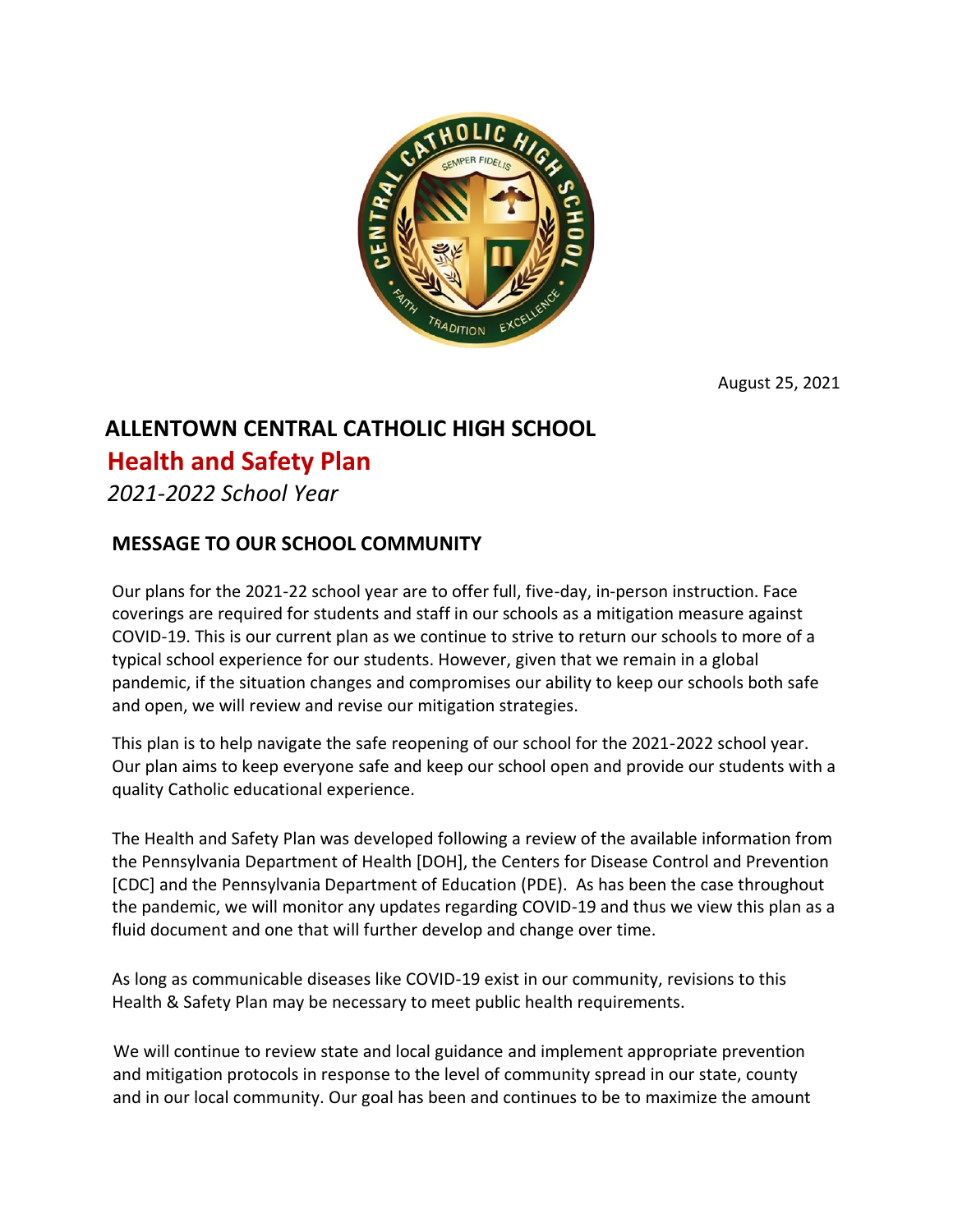August 25, 2021

# ALLENTOWN CENTRAL CATHOLIC HIGH SCHOOL

## Health and Safety Plan

*2021-2022 School Year*

## MESSAGE TO OUR SCHOOL COMMUNITY

Our plans for the 2021-22 school year are to offer full, five-day, in-person instruction. Face coverings are required for students and staff in our schools as a mitigation measure against COVID-19. This is our current plan as we continue to strive to return our schools to more of a typical school experience for our students. However, given that we remain in a global pandemic, if the situation changes and compromises our ability to keep our schools both safe and open, we will review and revise our mitigation strategies.

This plan is to help navigate the safe reopening of our school for the 2021-2022 school year. Our plan aims to keep everyone safe and keep our school open and provide our students with a quality Catholic educational experience.

The Health and Safety Plan was developed following a review of the available information from the Pennsylvania Department of Health [DOH], the Centers for Disease Control and Prevention [CDC] and the Pennsylvania Department of Education (PDE). As has been the case throughout the pandemic, we will monitor any updates regarding COVID-19 and thus we view this plan as a fluid document and one that will further develop and change over time.

As long as communicable diseases like COVID-19 exist in our community, revisions to this Health & Safety Plan may be necessary to meet public health requirements.

We will continue to review state and local guidance and implement appropriate prevention and mitigation protocols in response to the level of community spread in our state, county and in our local community. Our goal has been and continues to be to maximize the amount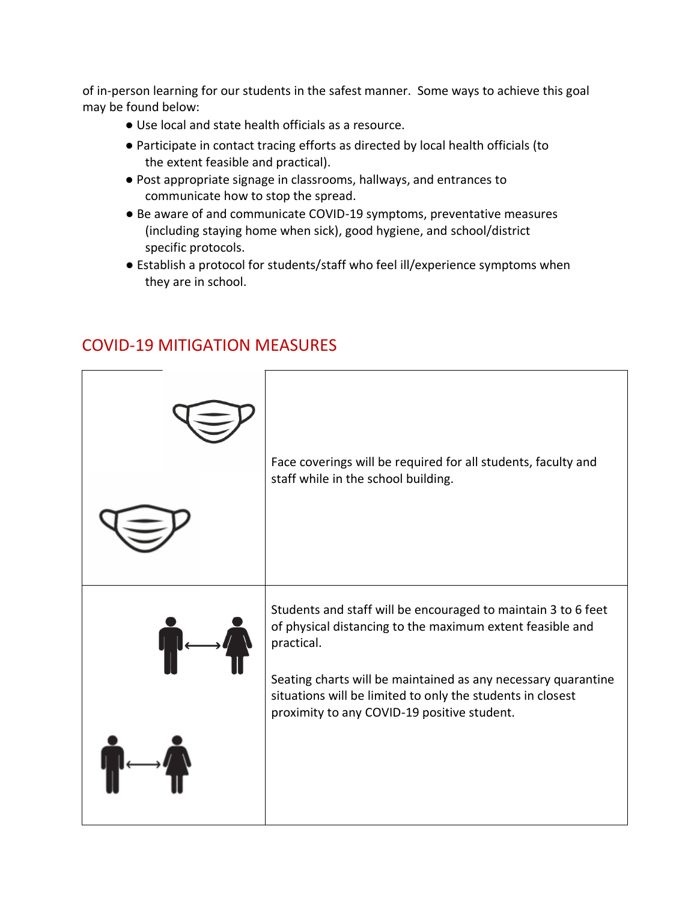of in-person learning for our students in the safest manner. Some ways to achieve this goal may be found below:

- Use local and state health officials as a resource.
- Participate in contact tracing efforts as directed by local health officials (to the extent feasible and practical).
- Post appropriate signage in classrooms, hallways, and entrances to communicate how to stop the spread.
- Be aware of and communicate COVID-19 symptoms, preventative measures (including staying home when sick), good hygiene, and school/district specific protocols.
- Establish a protocol for students/staff who feel ill/experience symptoms when they are in school.

## COVID-19 MITIGATION MEASURES

| | |
|---|---|
| | Face coverings will be required for all students, faculty and staff while in the school building. |
| | Students and staff will be encouraged to maintain 3 to 6 feet of physical distancing to the maximum extent feasible and practical.<br><br>Seating charts will be maintained as any necessary quarantine situations will be limited to only the students in closest proximity to any COVID-19 positive student. |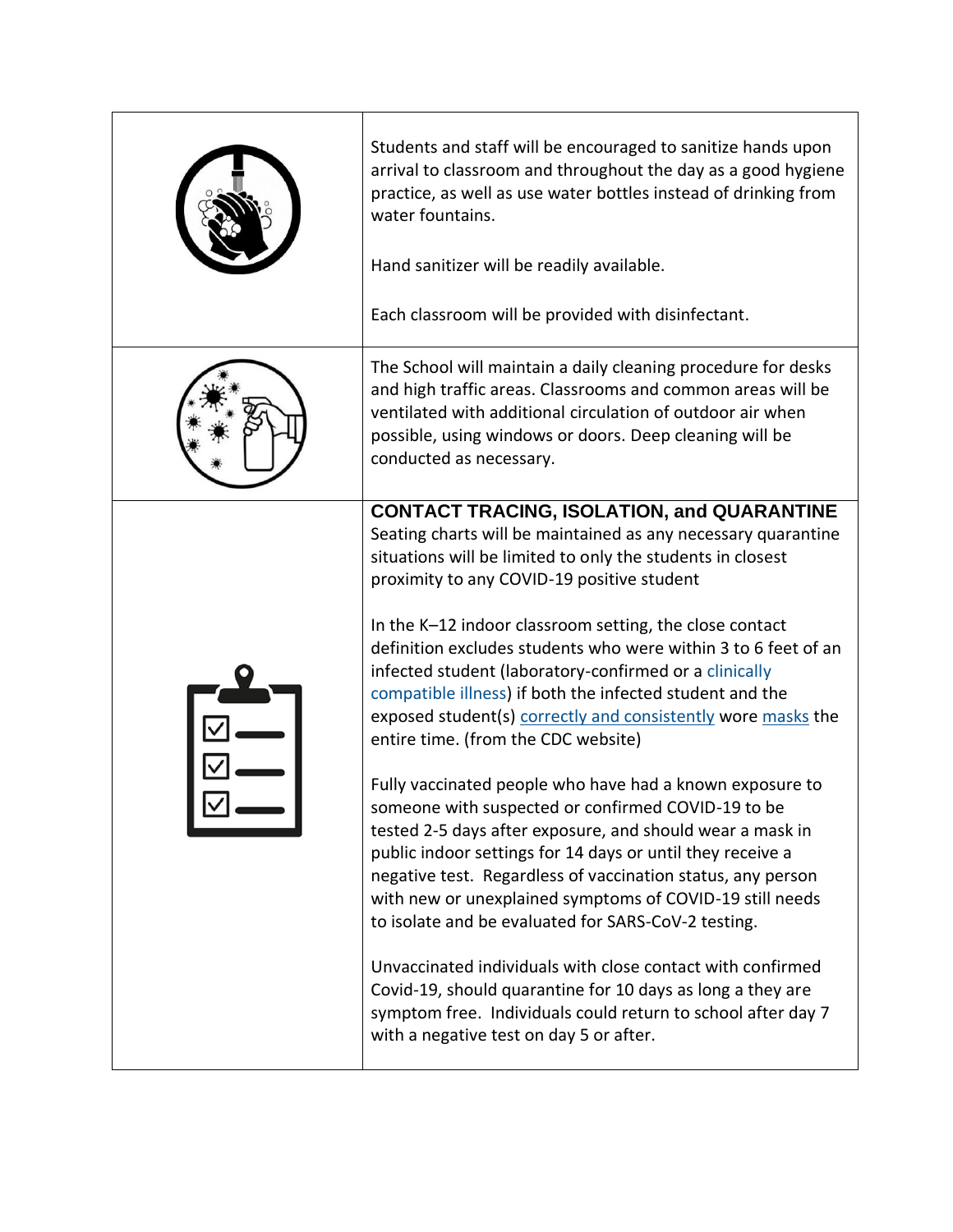| | |
|---|---|
| | Students and staff will be encouraged to sanitize hands upon arrival to classroom and throughout the day as a good hygiene practice, as well as use water bottles instead of drinking from water fountains.<br><br>Hand sanitizer will be readily available.<br><br>Each classroom will be provided with disinfectant. |
| | The School will maintain a daily cleaning procedure for desks and high traffic areas. Classrooms and common areas will be ventilated with additional circulation of outdoor air when possible, using windows or doors. Deep cleaning will be conducted as necessary. |
| | **CONTACT TRACING, ISOLATION, and QUARANTINE**<br>Seating charts will be maintained as any necessary quarantine situations will be limited to only the students in closest proximity to any COVID-19 positive student<br><br>In the K–12 indoor classroom setting, the close contact definition excludes students who were within 3 to 6 feet of an infected student (laboratory-confirmed or a clinically compatible illness) if both the infected student and the exposed student(s) correctly and consistently wore masks the entire time. (from the CDC website)<br><br>Fully vaccinated people who have had a known exposure to someone with suspected or confirmed COVID-19 to be tested 2-5 days after exposure, and should wear a mask in public indoor settings for 14 days or until they receive a negative test. Regardless of vaccination status, any person with new or unexplained symptoms of COVID-19 still needs to isolate and be evaluated for SARS-CoV-2 testing.<br><br>Unvaccinated individuals with close contact with confirmed Covid-19, should quarantine for 10 days as long a they are symptom free. Individuals could return to school after day 7 with a negative test on day 5 or after. |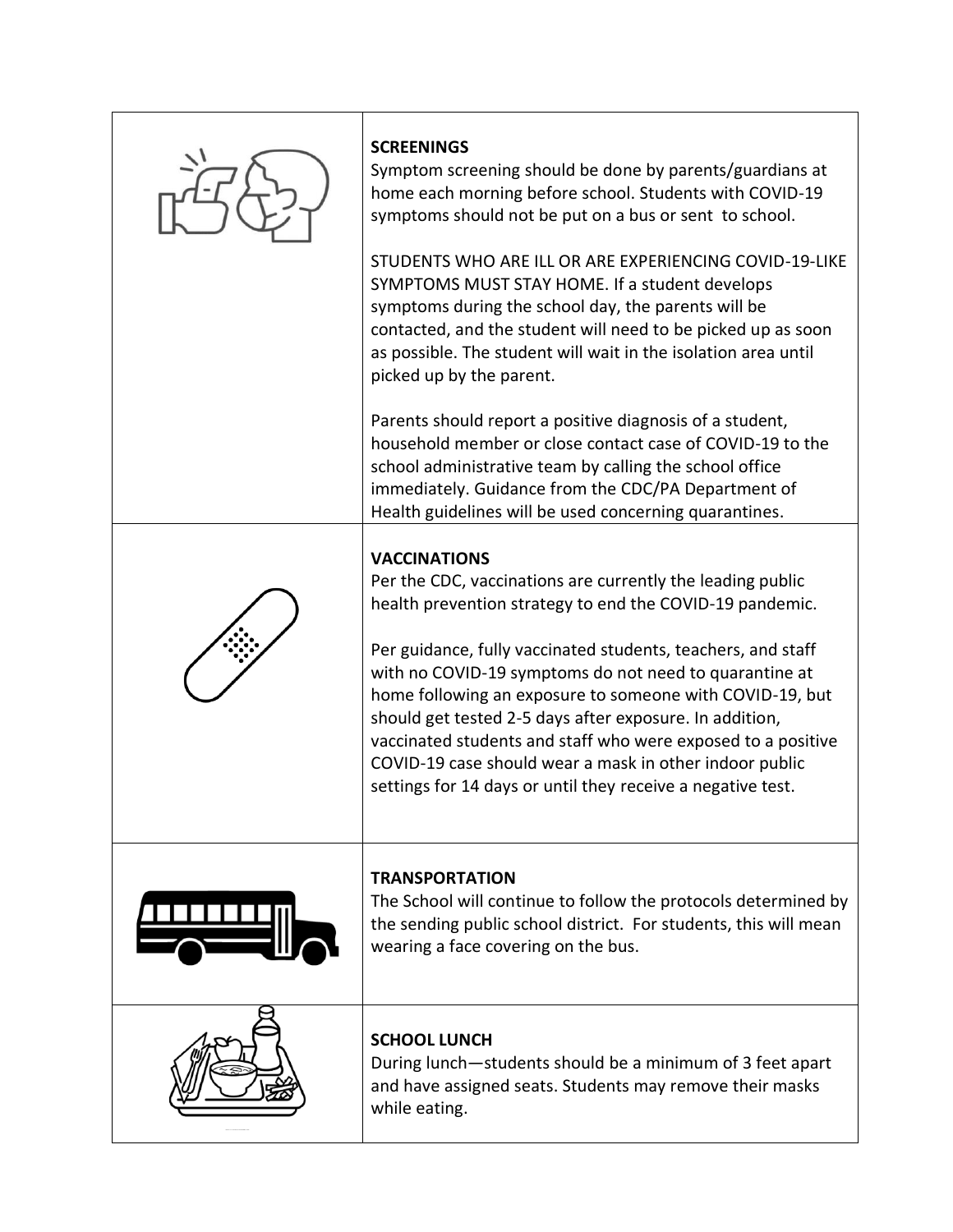**SCREENINGS**

Symptom screening should be done by parents/guardians at home each morning before school. Students with COVID-19 symptoms should not be put on a bus or sent to school.

STUDENTS WHO ARE ILL OR ARE EXPERIENCING COVID-19-LIKE SYMPTOMS MUST STAY HOME. If a student develops symptoms during the school day, the parents will be contacted, and the student will need to be picked up as soon as possible. The student will wait in the isolation area until picked up by the parent.

Parents should report a positive diagnosis of a student, household member or close contact case of COVID-19 to the school administrative team by calling the school office immediately. Guidance from the CDC/PA Department of Health guidelines will be used concerning quarantines.

**VACCINATIONS**

Per the CDC, vaccinations are currently the leading public health prevention strategy to end the COVID-19 pandemic.

Per guidance, fully vaccinated students, teachers, and staff with no COVID-19 symptoms do not need to quarantine at home following an exposure to someone with COVID-19, but should get tested 2-5 days after exposure. In addition, vaccinated students and staff who were exposed to a positive COVID-19 case should wear a mask in other indoor public settings for 14 days or until they receive a negative test.

**TRANSPORTATION**

The School will continue to follow the protocols determined by the sending public school district. For students, this will mean wearing a face covering on the bus.

**SCHOOL LUNCH**

During lunch—students should be a minimum of 3 feet apart and have assigned seats. Students may remove their masks while eating.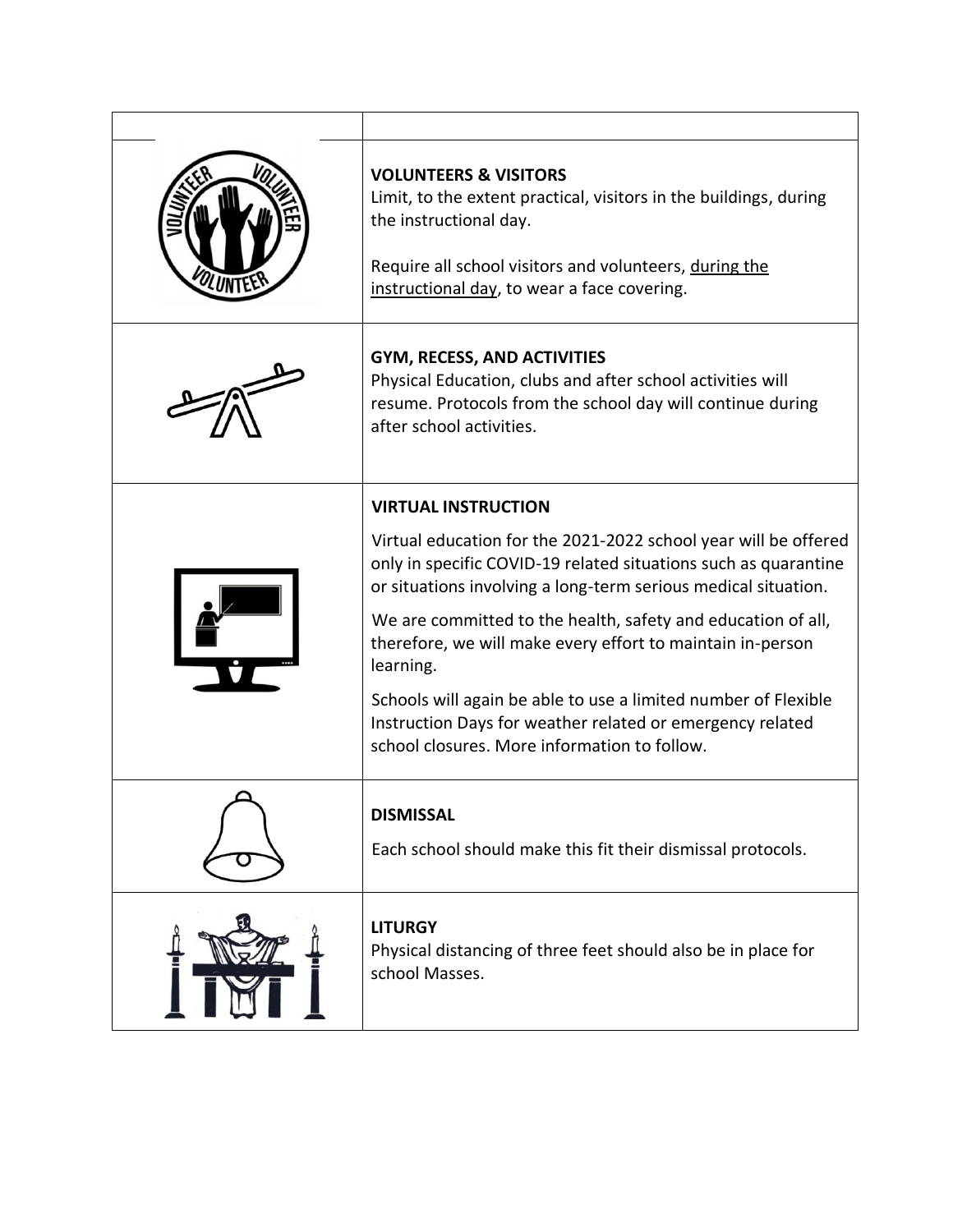| | |
|---|---|
| | **VOLUNTEERS & VISITORS**<br>Limit, to the extent practical, visitors in the buildings, during the instructional day.<br><br>Require all school visitors and volunteers, during the instructional day, to wear a face covering. |
| | **GYM, RECESS, AND ACTIVITIES**<br>Physical Education, clubs and after school activities will resume. Protocols from the school day will continue during after school activities. |
| | **VIRTUAL INSTRUCTION**<br>Virtual education for the 2021-2022 school year will be offered only in specific COVID-19 related situations such as quarantine or situations involving a long-term serious medical situation.<br><br>We are committed to the health, safety and education of all, therefore, we will make every effort to maintain in-person learning.<br><br>Schools will again be able to use a limited number of Flexible Instruction Days for weather related or emergency related school closures. More information to follow. |
| | **DISMISSAL**<br>Each school should make this fit their dismissal protocols. |
| | **LITURGY**<br>Physical distancing of three feet should also be in place for school Masses. |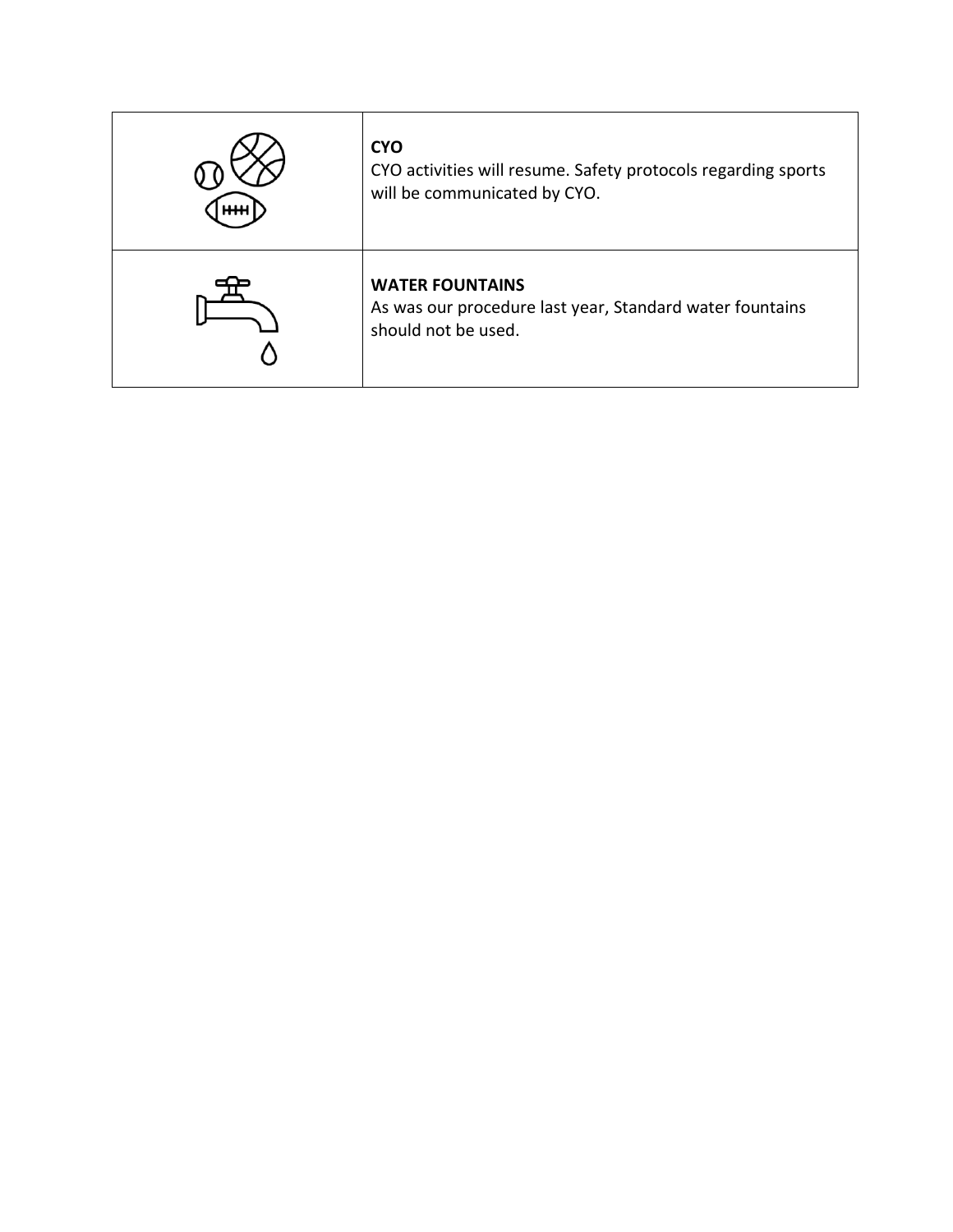| | |
|---|---|
| | **CYO**<br>CYO activities will resume. Safety protocols regarding sports will be communicated by CYO. |
| | **WATER FOUNTAINS**<br>As was our procedure last year, Standard water fountains should not be used. |